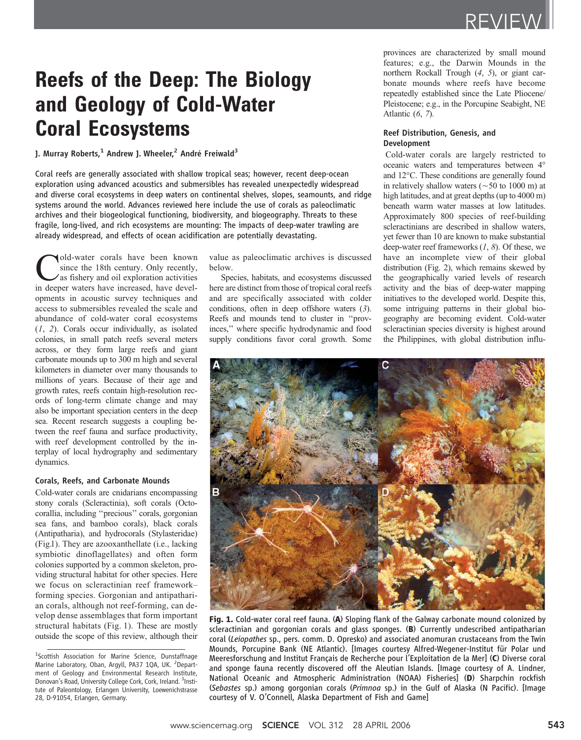REVIEW

# Reefs of the Deep: The Biology and Geology of Cold-Water Coral Ecosystems

**J. Murray Roberts,[1] Andrew J. Wheeler,[2] André Freiwald[3]**

Coral reefs are generally associated with shallow tropical seas; however, recent deep-ocean exploration using advanced acoustics and submersibles has revealed unexpectedly widespread and diverse coral ecosystems in deep waters on continental shelves, slopes, seamounts, and ridge systems around the world. Advances reviewed here include the use of corals as paleoclimatic archives and their biogeological functioning, biodiversity, and biogeography. Threats to these fragile, long-lived, and rich ecosystems are mounting: The impacts of deep-water trawling are already widespread, and effects of ocean acidification are potentially devastating.

Cold-water corals have been known since the 18th century. Only recently, as fishery and oil exploration activities in deeper waters have increased, have developments in acoustic survey techniques and access to submersibles revealed the scale and abundance of cold-water coral ecosystems (*1*, *2*). Corals occur individually, as isolated colonies, in small patch reefs several meters across, or they form large reefs and giant carbonate mounds up to 300 m high and several kilometers in diameter over many thousands to millions of years. Because of their age and growth rates, reefs contain high-resolution records of long-term climate change and may also be important speciation centers in the deep sea. Recent research suggests a coupling between the reef fauna and surface productivity, with reef development controlled by the interplay of local hydrography and sedimentary dynamics.

### Corals, Reefs, and Carbonate Mounds

Cold-water corals are cnidarians encompassing stony corals (Scleractinia), soft corals (Octocorallia, including "precious" corals, gorgonian sea fans, and bamboo corals), black corals (Antipatharia), and hydrocorals (Stylasteridae) (Fig.1). They are azooxanthellate (i.e., lacking symbiotic dinoflagellates) and often form colonies supported by a common skeleton, providing structural habitat for other species. Here we focus on scleractinian reef framework–forming species. Gorgonian and antipatharian corals, although not reef-forming, can develop dense assemblages that form important structural habitats (Fig. 1). These are mostly outside the scope of this review, although their value as paleoclimatic archives is discussed below.

Species, habitats, and ecosystems discussed here are distinct from those of tropical coral reefs and are specifically associated with colder conditions, often in deep offshore waters (*3*). Reefs and mounds tend to cluster in "provinces," where specific hydrodynamic and food supply conditions favor coral growth. Some provinces are characterized by small mound features; e.g., the Darwin Mounds in the northern Rockall Trough (*4*, *5*), or giant carbonate mounds where reefs have become repeatedly established since the Late Pliocene/Pleistocene; e.g., in the Porcupine Seabight, NE Atlantic (*6*, *7*).

### Reef Distribution, Genesis, and Development

Cold-water corals are largely restricted to oceanic waters and temperatures between 4° and 12°C. These conditions are generally found in relatively shallow waters (~50 to 1000 m) at high latitudes, and at great depths (up to 4000 m) beneath warm water masses at low latitudes. Approximately 800 species of reef-building scleractinians are described in shallow waters, yet fewer than 10 are known to make substantial deep-water reef frameworks (*1*, *8*). Of these, we have an incomplete view of their global distribution (Fig. 2), which remains skewed by the geographically varied levels of research activity and the bias of deep-water mapping initiatives to the developed world. Despite this, some intriguing patterns in their global biogeography are becoming evident. Cold-water scleractinian species diversity is highest around the Philippines, with global distribution influ-

**Fig. 1.** Cold-water coral reef fauna. (**A**) Sloping flank of the Galway carbonate mound colonized by scleractinian and gorgonian corals and glass sponges. (**B**) Currently undescribed antipatharian coral (*Leiopathes* sp., pers. comm. D. Opresko) and associated anomuran crustaceans from the Twin Mounds, Porcupine Bank (NE Atlantic). [Images courtesy Alfred-Wegener-Institut für Polar und Meeresforschung and Institut Français de Recherche pour l'Exploitation de la Mer] (**C**) Diverse coral and sponge fauna recently discovered off the Aleutian Islands. [Image courtesy of A. Lindner, National Oceanic and Atmospheric Administration (NOAA) Fisheries] (**D**) Sharpchin rockfish (*Sebastes* sp.) among gorgonian corals (*Primnoa* sp.) in the Gulf of Alaska (N Pacific). [Image courtesy of V. O'Connell, Alaska Department of Fish and Game]

[1]Scottish Association for Marine Science, Dunstaffnage Marine Laboratory, Oban, Argyll, PA37 1QA, UK. [2]Department of Geology and Environmental Research Institute, Donovan's Road, University College Cork, Cork, Ireland. [3]Institute of Paleontology, Erlangen University, Loewenichstrasse 28, D-91054, Erlangen, Germany.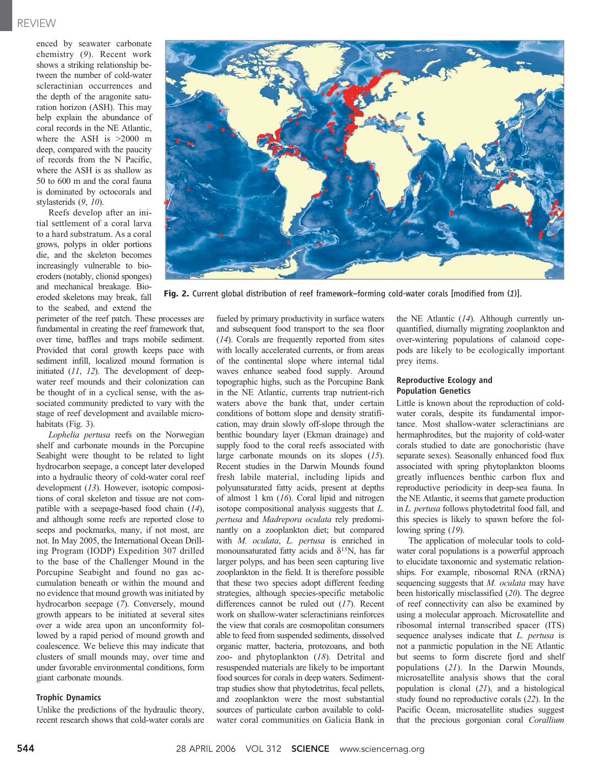enced by seawater carbonate chemistry (*9*). Recent work shows a striking relationship between the number of cold-water scleractinian occurrences and the depth of the aragonite saturation horizon (ASH). This may help explain the abundance of coral records in the NE Atlantic, where the ASH is >2000 m deep, compared with the paucity of records from the N Pacific, where the ASH is as shallow as 50 to 600 m and the coral fauna is dominated by octocorals and stylasterids (*9*, *10*).

Reefs develop after an initial settlement of a coral larva to a hard substratum. As a coral grows, polyps in older portions die, and the skeleton becomes increasingly vulnerable to bioeroders (notably, clionid sponges) and mechanical breakage. Bioeroded skeletons may break, fall to the seabed, and extend the perimeter of the reef patch. These processes are fundamental in creating the reef framework that, over time, baffles and traps mobile sediment. Provided that coral growth keeps pace with sediment infill, localized mound formation is initiated (*11*, *12*). The development of deep-water reef mounds and their colonization can be thought of in a cyclical sense, with the associated community predicted to vary with the stage of reef development and available microhabitats (Fig. 3).

*Lophelia pertusa* reefs on the Norwegian shelf and carbonate mounds in the Porcupine Seabight were thought to be related to light hydrocarbon seepage, a concept later developed into a hydraulic theory of cold-water coral reef development (*13*). However, isotopic compositions of coral skeleton and tissue are not compatible with a seepage-based food chain (*14*), and although some reefs are reported close to seeps and pockmarks, many, if not most, are not. In May 2005, the International Ocean Drilling Program (IODP) Expedition 307 drilled to the base of the Challenger Mound in the Porcupine Seabight and found no gas accumulation beneath or within the mound and no evidence that mound growth was initiated by hydrocarbon seepage (*7*). Conversely, mound growth appears to be initiated at several sites over a wide area upon an unconformity followed by a rapid period of mound growth and coalescence. We believe this may indicate that clusters of small mounds may, over time and under favorable environmental conditions, form giant carbonate mounds.

**Fig. 2.** Current global distribution of reef framework–forming cold-water corals [modified from (*1*)].

### Trophic Dynamics

Unlike the predictions of the hydraulic theory, recent research shows that cold-water corals are fueled by primary productivity in surface waters and subsequent food transport to the sea floor (*14*). Corals are frequently reported from sites with locally accelerated currents, or from areas of the continental slope where internal tidal waves enhance seabed food supply. Around topographic highs, such as the Porcupine Bank in the NE Atlantic, currents trap nutrient-rich waters above the bank that, under certain conditions of bottom slope and density stratification, may drain slowly off-slope through the benthic boundary layer (Ekman drainage) and supply food to the coral reefs associated with large carbonate mounds on its slopes (*15*). Recent studies in the Darwin Mounds found fresh labile material, including lipids and polyunsaturated fatty acids, present at depths of almost 1 km (*16*). Coral lipid and nitrogen isotope compositional analysis suggests that *L. pertusa* and *Madrepora oculata* rely predominantly on a zooplankton diet; but compared with *M. oculata*, *L. pertusa* is enriched in monounsaturated fatty acids and $\delta^{15}N$, has far larger polyps, and has been seen capturing live zooplankton in the field. It is therefore possible that these two species adopt different feeding strategies, although species-specific metabolic differences cannot be ruled out (*17*). Recent work on shallow-water scleractinians reinforces the view that corals are cosmopolitan consumers able to feed from suspended sediments, dissolved organic matter, bacteria, protozoans, and both zoo- and phytoplankton (*18*). Detrital and resuspended materials are likely to be important food sources for corals in deep waters. Sediment-trap studies show that phytodetritus, fecal pellets, and zooplankton were the most substantial sources of particulate carbon available to cold-water coral communities on Galicia Bank in the NE Atlantic (*14*). Although currently unquantified, diurnally migrating zooplankton and over-wintering populations of calanoid copepods are likely to be ecologically important prey items.

### Reproductive Ecology and Population Genetics

Little is known about the reproduction of cold-water corals, despite its fundamental importance. Most shallow-water scleractinians are hermaphrodites, but the majority of cold-water corals studied to date are gonochoristic (have separate sexes). Seasonally enhanced food flux associated with spring phytoplankton blooms greatly influences benthic carbon flux and reproductive periodicity in deep-sea fauna. In the NE Atlantic, it seems that gamete production in *L. pertusa* follows phytodetrital food fall, and this species is likely to spawn before the following spring (*19*).

The application of molecular tools to cold-water coral populations is a powerful approach to elucidate taxonomic and systematic relationships. For example, ribosomal RNA (rRNA) sequencing suggests that *M. oculata* may have been historically misclassified (*20*). The degree of reef connectivity can also be examined by using a molecular approach. Microsatellite and ribosomal internal transcribed spacer (ITS) sequence analyses indicate that *L. pertusa* is not a panmictic population in the NE Atlantic but seems to form discrete fjord and shelf populations (*21*). In the Darwin Mounds, microsatellite analysis shows that the coral population is clonal (*21*), and a histological study found no reproductive corals (*22*). In the Pacific Ocean, microsatellite studies suggest that the precious gorgonian coral *Corallium*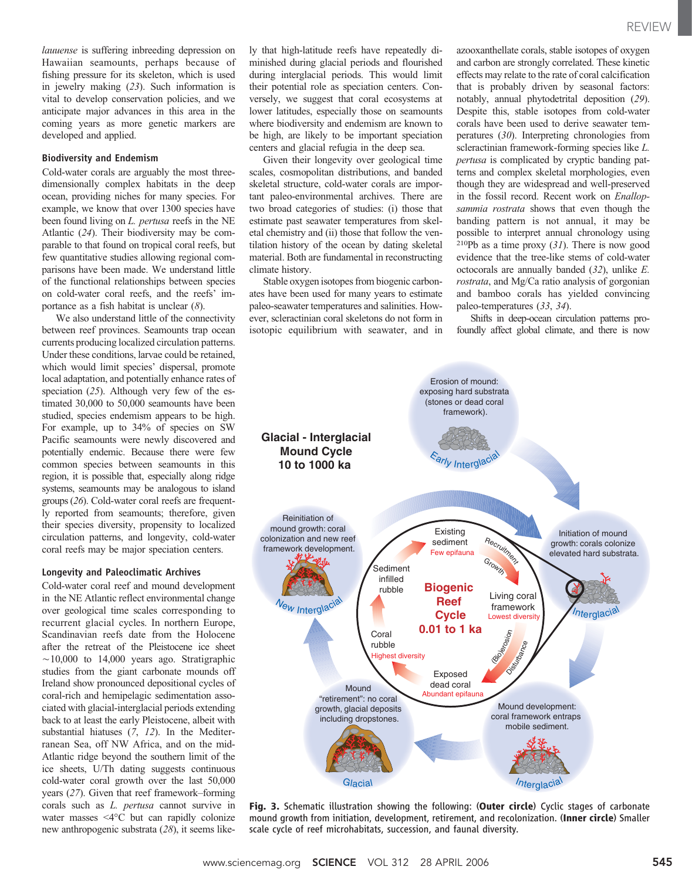*lauuense* is suffering inbreeding depression on Hawaiian seamounts, perhaps because of fishing pressure for its skeleton, which is used in jewelry making (*23*). Such information is vital to develop conservation policies, and we anticipate major advances in this area in the coming years as more genetic markers are developed and applied.

### Biodiversity and Endemism

Cold-water corals are arguably the most three-dimensionally complex habitats in the deep ocean, providing niches for many species. For example, we know that over 1300 species have been found living on *L. pertusa* reefs in the NE Atlantic (*24*). Their biodiversity may be comparable to that found on tropical coral reefs, but few quantitative studies allowing regional comparisons have been made. We understand little of the functional relationships between species on cold-water coral reefs, and the reefs' importance as a fish habitat is unclear (*8*).

We also understand little of the connectivity between reef provinces. Seamounts trap ocean currents producing localized circulation patterns. Under these conditions, larvae could be retained, which would limit species' dispersal, promote local adaptation, and potentially enhance rates of speciation (*25*). Although very few of the estimated 30,000 to 50,000 seamounts have been studied, species endemism appears to be high. For example, up to 34% of species on SW Pacific seamounts were newly discovered and potentially endemic. Because there were few common species between seamounts in this region, it is possible that, especially along ridge systems, seamounts may be analogous to island groups (*26*). Cold-water coral reefs are frequently reported from seamounts; therefore, given their species diversity, propensity to localized circulation patterns, and longevity, cold-water coral reefs may be major speciation centers.

### Longevity and Paleoclimatic Archives

Cold-water coral reef and mound development in the NE Atlantic reflect environmental change over geological time scales corresponding to recurrent glacial cycles. In northern Europe, Scandinavian reefs date from the Holocene after the retreat of the Pleistocene ice sheet ~10,000 to 14,000 years ago. Stratigraphic studies from the giant carbonate mounds off Ireland show pronounced depositional cycles of coral-rich and hemipelagic sedimentation associated with glacial-interglacial periods extending back to at least the early Pleistocene, albeit with substantial hiatuses (*7*, *12*). In the Mediterranean Sea, off NW Africa, and on the mid-Atlantic ridge beyond the southern limit of the ice sheets, U/Th dating suggests continuous cold-water coral growth over the last 50,000 years (*27*). Given that reef framework–forming corals such as *L. pertusa* cannot survive in water masses <4°C but can rapidly colonize new anthropogenic substrata (*28*), it seems likely that high-latitude reefs have repeatedly diminished during glacial periods and flourished during interglacial periods. This would limit their potential role as speciation centers. Conversely, we suggest that coral ecosystems at lower latitudes, especially those on seamounts where biodiversity and endemism are known to be high, are likely to be important speciation centers and glacial refugia in the deep sea.

Given their longevity over geological time scales, cosmopolitan distributions, and banded skeletal structure, cold-water corals are important paleo-environmental archives. There are two broad categories of studies: (i) those that estimate past seawater temperatures from skeletal chemistry and (ii) those that follow the ventilation history of the ocean by dating skeletal material. Both are fundamental in reconstructing climate history.

Stable oxygen isotopes from biogenic carbonates have been used for many years to estimate paleo-seawater temperatures and salinities. However, scleractinian coral skeletons do not form in isotopic equilibrium with seawater, and in azooxanthellate corals, stable isotopes of oxygen and carbon are strongly correlated. These kinetic effects may relate to the rate of coral calcification that is probably driven by seasonal factors: notably, annual phytodetrital deposition (*29*). Despite this, stable isotopes from cold-water corals have been used to derive seawater temperatures (*30*). Interpreting chronologies from scleractinian framework-forming species like *L. pertusa* is complicated by cryptic banding patterns and complex skeletal morphologies, even though they are widespread and well-preserved in the fossil record. Recent work on *Enallopsammia rostrata* shows that even though the banding pattern is not annual, it may be possible to interpret annual chronology using $^{210}$Pb as a time proxy (*31*). There is now good evidence that the tree-like stems of cold-water octocorals are annually banded (*32*), unlike *E. rostrata*, and Mg/Ca ratio analysis of gorgonian and bamboo corals has yielded convincing paleo-temperatures (*33*, *34*).

Shifts in deep-ocean circulation patterns profoundly affect global climate, and there is now

**Fig. 3.** Schematic illustration showing the following: (**Outer circle**) Cyclic stages of carbonate mound growth from initiation, development, retirement, and recolonization. (**Inner circle**) Smaller scale cycle of reef microhabitats, succession, and faunal diversity.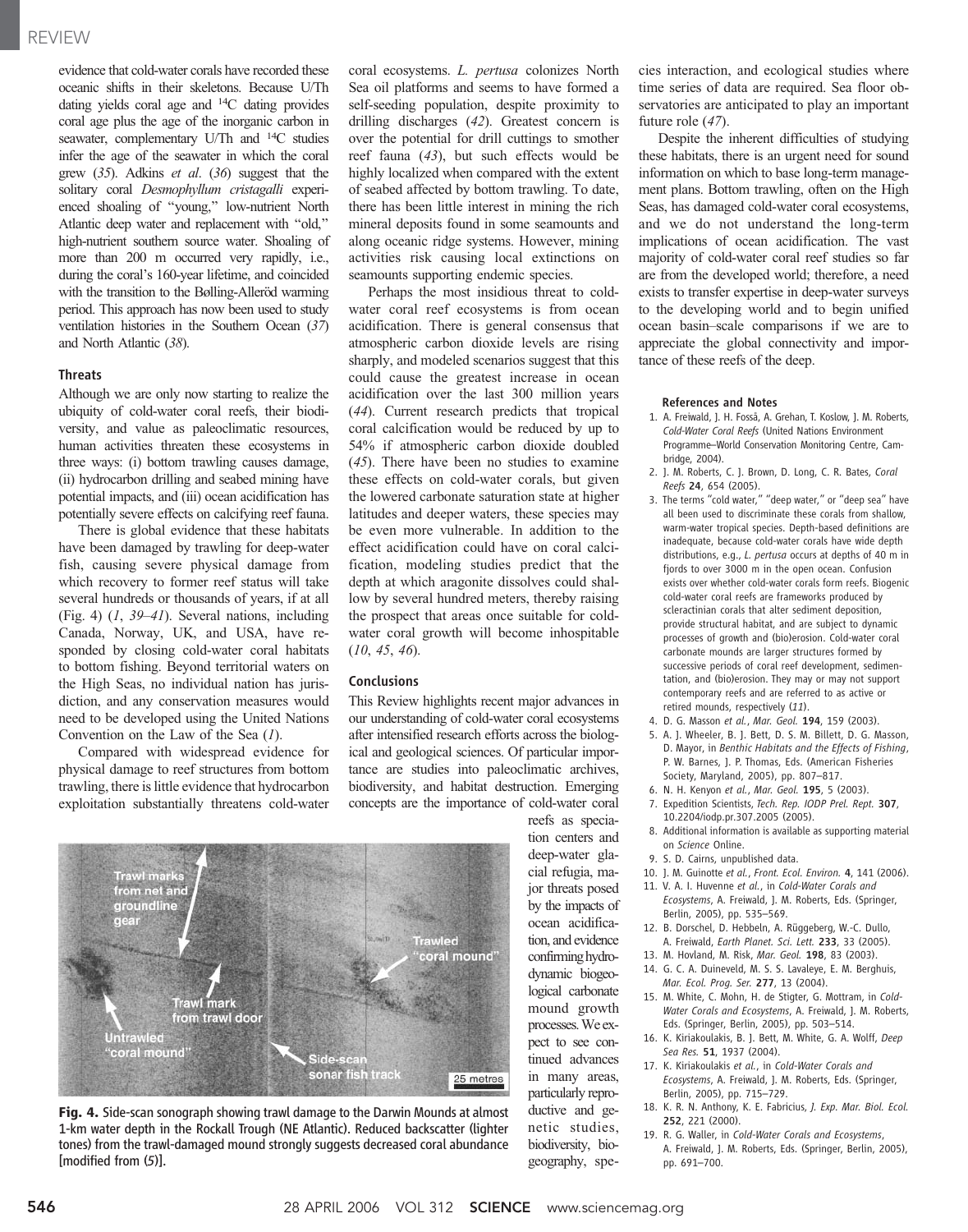evidence that cold-water corals have recorded these oceanic shifts in their skeletons. Because U/Th dating yields coral age and $^{14}C$ dating provides coral age plus the age of the inorganic carbon in seawater, complementary U/Th and $^{14}C$ studies infer the age of the seawater in which the coral grew (*35*). Adkins *et al*. (*36*) suggest that the solitary coral *Desmophyllum cristagalli* experienced shoaling of "young," low-nutrient North Atlantic deep water and replacement with "old," high-nutrient southern source water. Shoaling of more than 200 m occurred very rapidly, i.e., during the coral's 160-year lifetime, and coincided with the transition to the Bølling-Alleröd warming period. This approach has now been used to study ventilation histories in the Southern Ocean (*37*) and North Atlantic (*38*).

### Threats

Although we are only now starting to realize the ubiquity of cold-water coral reefs, their biodiversity, and value as paleoclimatic resources, human activities threaten these ecosystems in three ways: (i) bottom trawling causes damage, (ii) hydrocarbon drilling and seabed mining have potential impacts, and (iii) ocean acidification has potentially severe effects on calcifying reef fauna.

There is global evidence that these habitats have been damaged by trawling for deep-water fish, causing severe physical damage from which recovery to former reef status will take several hundreds or thousands of years, if at all (Fig. 4) (*1*, *39*–*41*). Several nations, including Canada, Norway, UK, and USA, have responded by closing cold-water coral habitats to bottom fishing. Beyond territorial waters on the High Seas, no individual nation has jurisdiction, and any conservation measures would need to be developed using the United Nations Convention on the Law of the Sea (*1*).

Compared with widespread evidence for physical damage to reef structures from bottom trawling, there is little evidence that hydrocarbon exploitation substantially threatens cold-water coral ecosystems. *L. pertusa* colonizes North Sea oil platforms and seems to have formed a self-seeding population, despite proximity to drilling discharges (*42*). Greatest concern is over the potential for drill cuttings to smother reef fauna (*43*), but such effects would be highly localized when compared with the extent of seabed affected by bottom trawling. To date, there has been little interest in mining the rich mineral deposits found in some seamounts and along oceanic ridge systems. However, mining activities risk causing local extinctions on seamounts supporting endemic species.

Perhaps the most insidious threat to cold-water coral reef ecosystems is from ocean acidification. There is general consensus that atmospheric carbon dioxide levels are rising sharply, and modeled scenarios suggest that this could cause the greatest increase in ocean acidification over the last 300 million years (*44*). Current research predicts that tropical coral calcification would be reduced by up to 54% if atmospheric carbon dioxide doubled (*45*). There have been no studies to examine these effects on cold-water corals, but given the lowered carbonate saturation state at higher latitudes and deeper waters, these species may be even more vulnerable. In addition to the effect acidification could have on coral calcification, modeling studies predict that the depth at which aragonite dissolves could shallow by several hundred meters, thereby raising the prospect that areas once suitable for cold-water coral growth will become inhospitable (*10*, *45*, *46*).

### Conclusions

This Review highlights recent major advances in our understanding of cold-water coral ecosystems after intensified research efforts across the biological and geological sciences. Of particular importance are studies into paleoclimatic archives, biodiversity, and habitat destruction. Emerging concepts are the importance of cold-water coral reefs as speciation centers and deep-water glacial refugia, major threats posed by the impacts of ocean acidification, and evidence confirming hydrodynamic biogeological carbonate mound growth processes. We expect to see continued advances in many areas, particularly reproductive and genetic studies, biodiversity, biogeography, species interaction, and ecological studies where time series of data are required. Sea floor observatories are anticipated to play an important future role (*47*).

Despite the inherent difficulties of studying these habitats, there is an urgent need for sound information on which to base long-term management plans. Bottom trawling, often on the High Seas, has damaged cold-water coral ecosystems, and we do not understand the long-term implications of ocean acidification. The vast majority of cold-water coral reef studies so far are from the developed world; therefore, a need exists to transfer expertise in deep-water surveys to the developing world and to begin unified ocean basin–scale comparisons if we are to appreciate the global connectivity and importance of these reefs of the deep.

**Fig. 4.** Side-scan sonograph showing trawl damage to the Darwin Mounds at almost 1-km water depth in the Rockall Trough (NE Atlantic). Reduced backscatter (lighter tones) from the trawl-damaged mound strongly suggests decreased coral abundance [modified from (*5*)].

#### References and Notes

1. A. Freiwald, J. H. Fosså, A. Grehan, T. Koslow, J. M. Roberts, *Cold-Water Coral Reefs* (United Nations Environment Programme–World Conservation Monitoring Centre, Cambridge, 2004).
2. J. M. Roberts, C. J. Brown, D. Long, C. R. Bates, *Coral Reefs* **24**, 654 (2005).
3. The terms "cold water," "deep water," or "deep sea" have all been used to discriminate these corals from shallow, warm-water tropical species. Depth-based definitions are inadequate, because cold-water corals have wide depth distributions, e.g., *L. pertusa* occurs at depths of 40 m in fjords to over 3000 m in the open ocean. Confusion exists over whether cold-water corals form reefs. Biogenic cold-water coral reefs are frameworks produced by scleractinian corals that alter sediment deposition, provide structural habitat, and are subject to dynamic processes of growth and (bio)erosion. Cold-water coral carbonate mounds are larger structures formed by successive periods of coral reef development, sedimentation, and (bio)erosion. They may or may not support contemporary reefs and are referred to as active or retired mounds, respectively (*11*).
4. D. G. Masson *et al.*, *Mar. Geol.* **194**, 159 (2003).
5. A. J. Wheeler, B. J. Bett, D. S. M. Billett, D. G. Masson, D. Mayor, in *Benthic Habitats and the Effects of Fishing*, P. W. Barnes, J. P. Thomas, Eds. (American Fisheries Society, Maryland, 2005), pp. 807–817.
6. N. H. Kenyon *et al.*, *Mar. Geol.* **195**, 5 (2003).
7. Expedition Scientists, *Tech. Rep. IODP Prel. Rept.* **307**, 10.2204/iodp.pr.307.2005 (2005).
8. Additional information is available as supporting material on *Science* Online.
9. S. D. Cairns, unpublished data.
10. J. M. Guinotte *et al.*, *Front. Ecol. Environ.* **4**, 141 (2006).
11. V. A. I. Huvenne *et al.*, in *Cold-Water Corals and Ecosystems*, A. Freiwald, J. M. Roberts, Eds. (Springer, Berlin, 2005), pp. 535–569.
12. B. Dorschel, D. Hebbeln, A. Rüggeberg, W.-C. Dullo, A. Freiwald, *Earth Planet. Sci. Lett.* **233**, 33 (2005).
13. M. Hovland, M. Risk, *Mar. Geol.* **198**, 83 (2003).
14. G. C. A. Duineveld, M. S. S. Lavaleye, E. M. Berghuis, *Mar. Ecol. Prog. Ser.* **277**, 13 (2004).
15. M. White, C. Mohn, H. de Stigter, G. Mottram, in *Cold-Water Corals and Ecosystems*, A. Freiwald, J. M. Roberts, Eds. (Springer, Berlin, 2005), pp. 503–514.
16. K. Kiriakoulakis, B. J. Bett, M. White, G. A. Wolff, *Deep Sea Res.* **51**, 1937 (2004).
17. K. Kiriakoulakis *et al.*, in *Cold-Water Corals and Ecosystems*, A. Freiwald, J. M. Roberts, Eds. (Springer, Berlin, 2005), pp. 715–729.
18. K. R. N. Anthony, K. E. Fabricius, *J. Exp. Mar. Biol. Ecol.* **252**, 221 (2000).
19. R. G. Waller, in *Cold-Water Corals and Ecosystems*, A. Freiwald, J. M. Roberts, Eds. (Springer, Berlin, 2005), pp. 691–700.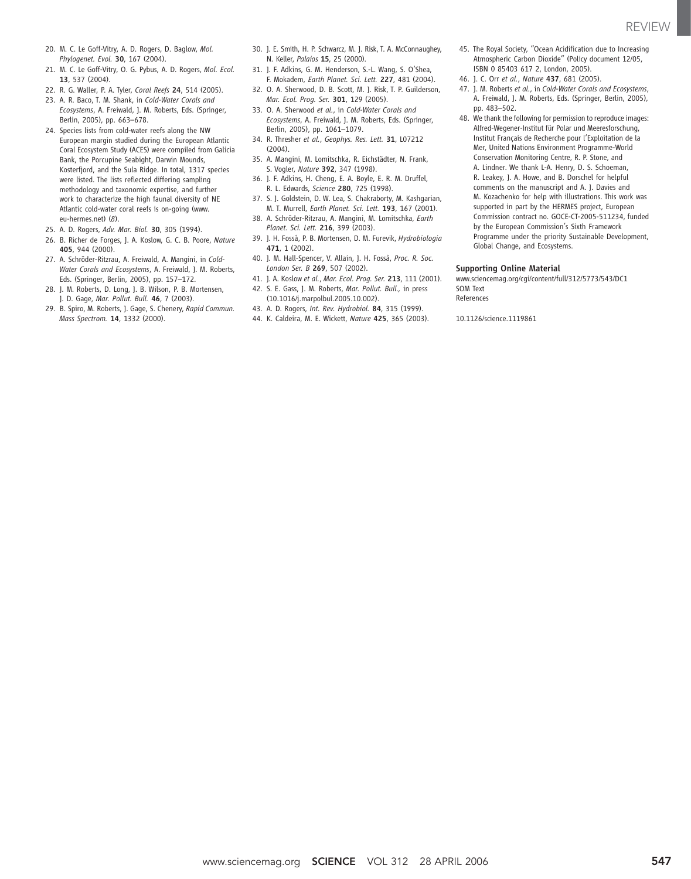20. M. C. Le Goff-Vitry, A. D. Rogers, D. Baglow, *Mol. Phylogenet. Evol.* **30**, 167 (2004).
21. M. C. Le Goff-Vitry, O. G. Pybus, A. D. Rogers, *Mol. Ecol.* **13**, 537 (2004).
22. R. G. Waller, P. A. Tyler, *Coral Reefs* **24**, 514 (2005).
23. A. R. Baco, T. M. Shank, in *Cold-Water Corals and Ecosystems*, A. Freiwald, J. M. Roberts, Eds. (Springer, Berlin, 2005), pp. 663–678.
24. Species lists from cold-water reefs along the NW European margin studied during the European Atlantic Coral Ecosystem Study (ACES) were compiled from Galicia Bank, the Porcupine Seabight, Darwin Mounds, Kosterfjord, and the Sula Ridge. In total, 1317 species were listed. The lists reflected differing sampling methodology and taxonomic expertise, and further work to characterize the high faunal diversity of NE Atlantic cold-water coral reefs is on-going (www.eu-hermes.net) (*8*).
25. A. D. Rogers, *Adv. Mar. Biol.* **30**, 305 (1994).
26. B. Richer de Forges, J. A. Koslow, G. C. B. Poore, *Nature* **405**, 944 (2000).
27. A. Schröder-Ritzrau, A. Freiwald, A. Mangini, in *Cold-Water Corals and Ecosystems*, A. Freiwald, J. M. Roberts, Eds. (Springer, Berlin, 2005), pp. 157–172.
28. J. M. Roberts, D. Long, J. B. Wilson, P. B. Mortensen, J. D. Gage, *Mar. Pollut. Bull.* **46**, 7 (2003).
29. B. Spiro, M. Roberts, J. Gage, S. Chenery, *Rapid Commun. Mass Spectrom.* **14**, 1332 (2000).
30. J. E. Smith, H. P. Schwarcz, M. J. Risk, T. A. McConnaughey, N. Keller, *Palaios* **15**, 25 (2000).
31. J. F. Adkins, G. M. Henderson, S.-L. Wang, S. O'Shea, F. Mokadem, *Earth Planet. Sci. Lett.* **227**, 481 (2004).
32. O. A. Sherwood, D. B. Scott, M. J. Risk, T. P. Guilderson, *Mar. Ecol. Prog. Ser.* **301**, 129 (2005).
33. O. A. Sherwood *et al.*, in *Cold-Water Corals and Ecosystems*, A. Freiwald, J. M. Roberts, Eds. (Springer, Berlin, 2005), pp. 1061–1079.
34. R. Thresher *et al.*, *Geophys. Res. Lett.* **31**, L07212 (2004).
35. A. Mangini, M. Lomitschka, R. Eichstädter, N. Frank, S. Vogler, *Nature* **392**, 347 (1998).
36. J. F. Adkins, H. Cheng, E. A. Boyle, E. R. M. Druffel, R. L. Edwards, *Science* **280**, 725 (1998).
37. S. J. Goldstein, D. W. Lea, S. Chakraborty, M. Kashgarian, M. T. Murrell, *Earth Planet. Sci. Lett.* **193**, 167 (2001).
38. A. Schröder-Ritzrau, A. Mangini, M. Lomitschka, *Earth Planet. Sci. Lett.* **216**, 399 (2003).
39. J. H. Fosså, P. B. Mortensen, D. M. Furevik, *Hydrobiologia* **471**, 1 (2002).
40. J. M. Hall-Spencer, V. Allain, J. H. Fosså, *Proc. R. Soc. London Ser. B* **269**, 507 (2002).
41. J. A. Koslow *et al.*, *Mar. Ecol. Prog. Ser.* **213**, 111 (2001).
42. S. E. Gass, J. M. Roberts, *Mar. Pollut. Bull.*, in press (10.1016/j.marpolbul.2005.10.002).
43. A. D. Rogers, *Int. Rev. Hydrobiol.* **84**, 315 (1999).
44. K. Caldeira, M. E. Wickett, *Nature* **425**, 365 (2003).
45. The Royal Society, "Ocean Acidification due to Increasing Atmospheric Carbon Dioxide" (Policy document 12/05, ISBN 0 85403 617 2, London, 2005).
46. J. C. Orr *et al.*, *Nature* **437**, 681 (2005).
47. J. M. Roberts *et al.*, in *Cold-Water Corals and Ecosystems*, A. Freiwald, J. M. Roberts, Eds. (Springer, Berlin, 2005), pp. 483–502.
48. We thank the following for permission to reproduce images: Alfred-Wegener-Institut für Polar und Meeresforschung, Institut Français de Recherche pour l'Exploitation de la Mer, United Nations Environment Programme-World Conservation Monitoring Centre, R. P. Stone, and A. Lindner. We thank L-A. Henry, D. S. Schoeman, R. Leakey, J. A. Howe, and B. Dorschel for helpful comments on the manuscript and A. J. Davies and M. Kozachenko for help with illustrations. This work was supported in part by the HERMES project, European Commission contract no. GOCE-CT-2005-511234, funded by the European Commission's Sixth Framework Programme under the priority Sustainable Development, Global Change, and Ecosystems.

**Supporting Online Material**

www.sciencemag.org/cgi/content/full/312/5773/543/DC1
SOM Text
References

10.1126/science.1119861